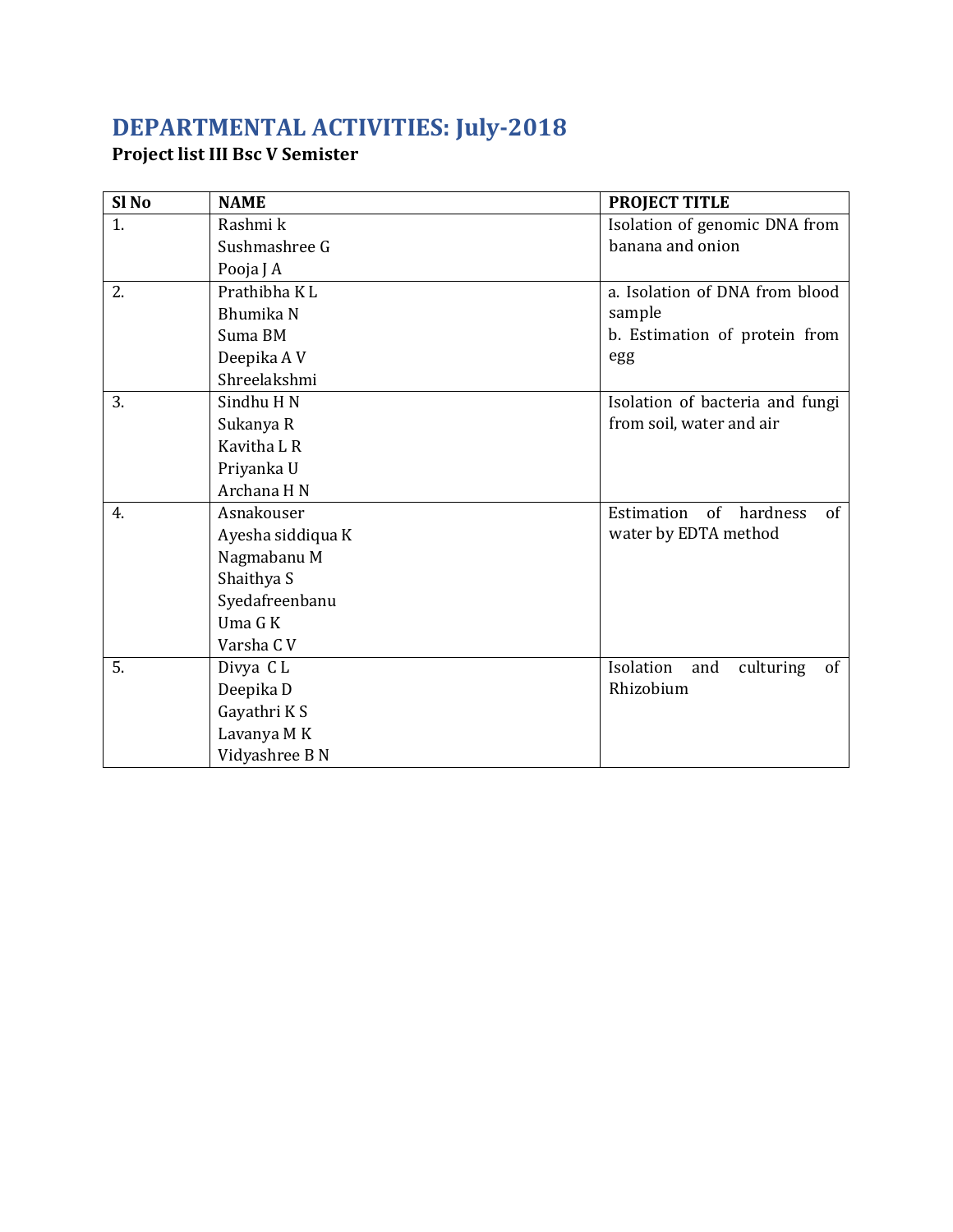# DEPARTMENTAL ACTIVITIES: July-2018

**Project list III Bsc V Semister**

| Sl No | NAME | PROJECT TITLE |
|---|---|---|
| 1. | Rashmi k<br>Sushmashree G<br>Pooja J A | Isolation of genomic DNA from banana and onion |
| 2. | Prathibha K L<br>Bhumika N<br>Suma BM<br>Deepika A V<br>Shreelakshmi | a. Isolation of DNA from blood sample<br>b. Estimation of protein from egg |
| 3. | Sindhu H N<br>Sukanya R<br>Kavitha L R<br>Priyanka U<br>Archana H N | Isolation of bacteria and fungi from soil, water and air |
| 4. | Asnakouser<br>Ayesha siddiqua K<br>Nagmabanu M<br>Shaithya S<br>Syedafreenbanu<br>Uma G K<br>Varsha C V | Estimation of hardness of water by EDTA method |
| 5. | Divya C L<br>Deepika D<br>Gayathri K S<br>Lavanya M K<br>Vidyashree B N | Isolation and culturing of Rhizobium |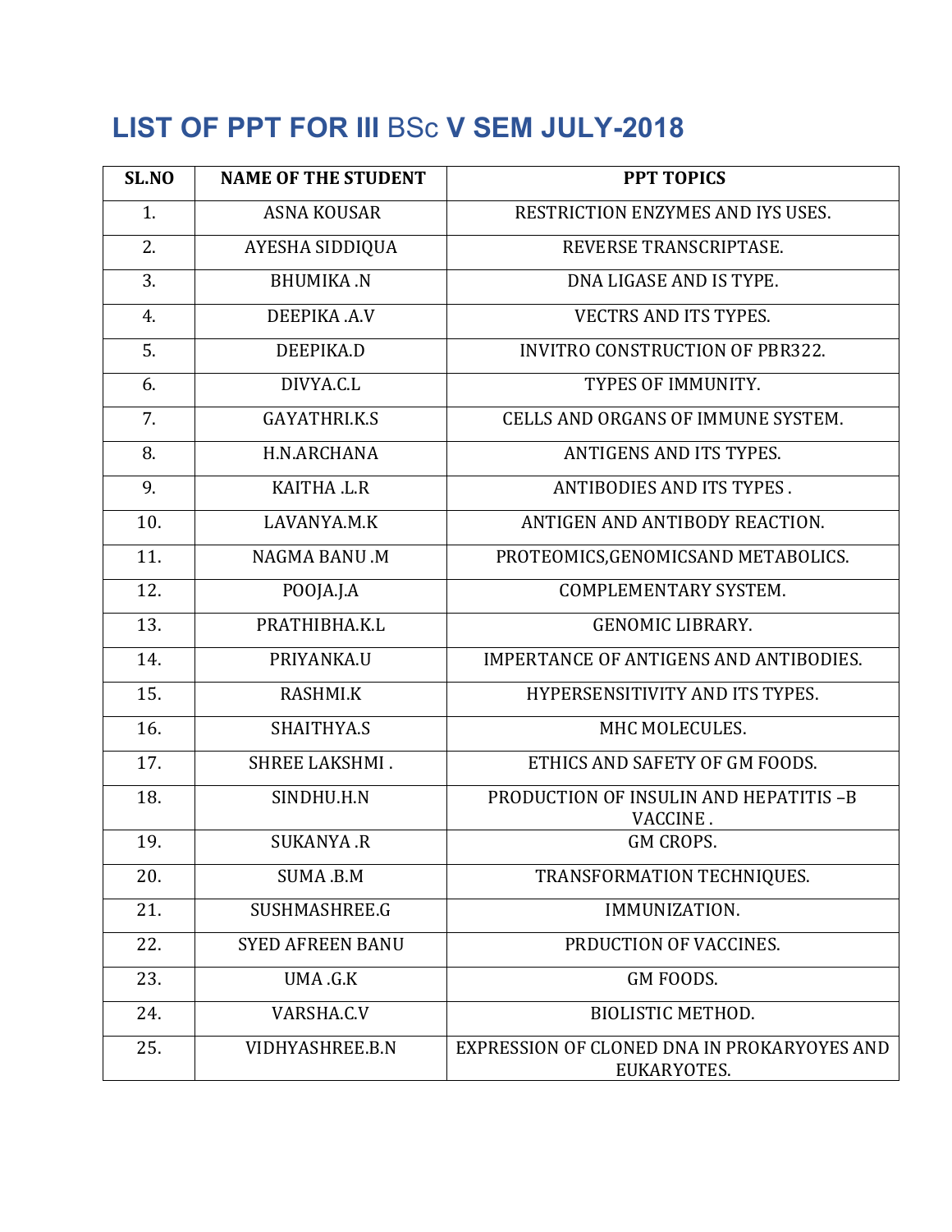# LIST OF PPT FOR III BSc V SEM JULY-2018

| SL.NO | NAME OF THE STUDENT | PPT TOPICS |
|---|---|---|
| 1. | ASNA KOUSAR | RESTRICTION ENZYMES AND IYS USES. |
| 2. | AYESHA SIDDIQUA | REVERSE TRANSCRIPTASE. |
| 3. | BHUMIKA .N | DNA LIGASE AND IS TYPE. |
| 4. | DEEPIKA .A.V | VECTRS AND ITS TYPES. |
| 5. | DEEPIKA.D | INVITRO CONSTRUCTION OF PBR322. |
| 6. | DIVYA.C.L | TYPES OF IMMUNITY. |
| 7. | GAYATHRI.K.S | CELLS AND ORGANS OF IMMUNE SYSTEM. |
| 8. | H.N.ARCHANA | ANTIGENS AND ITS TYPES. |
| 9. | KAITHA .L.R | ANTIBODIES AND ITS TYPES . |
| 10. | LAVANYA.M.K | ANTIGEN AND ANTIBODY REACTION. |
| 11. | NAGMA BANU .M | PROTEOMICS,GENOMICSAND METABOLICS. |
| 12. | POOJA.J.A | COMPLEMENTARY SYSTEM. |
| 13. | PRATHIBHA.K.L | GENOMIC LIBRARY. |
| 14. | PRIYANKA.U | IMPERTANCE OF ANTIGENS AND ANTIBODIES. |
| 15. | RASHMI.K | HYPERSENSITIVITY AND ITS TYPES. |
| 16. | SHAITHYA.S | MHC MOLECULES. |
| 17. | SHREE LAKSHMI . | ETHICS AND SAFETY OF GM FOODS. |
| 18. | SINDHU.H.N | PRODUCTION OF INSULIN AND HEPATITIS –B VACCINE . |
| 19. | SUKANYA .R | GM CROPS. |
| 20. | SUMA .B.M | TRANSFORMATION TECHNIQUES. |
| 21. | SUSHMASHREE.G | IMMUNIZATION. |
| 22. | SYED AFREEN BANU | PRDUCTION OF VACCINES. |
| 23. | UMA .G.K | GM FOODS. |
| 24. | VARSHA.C.V | BIOLISTIC METHOD. |
| 25. | VIDHYASHREE.B.N | EXPRESSION OF CLONED DNA IN PROKARYOYES AND EUKARYOTES. |